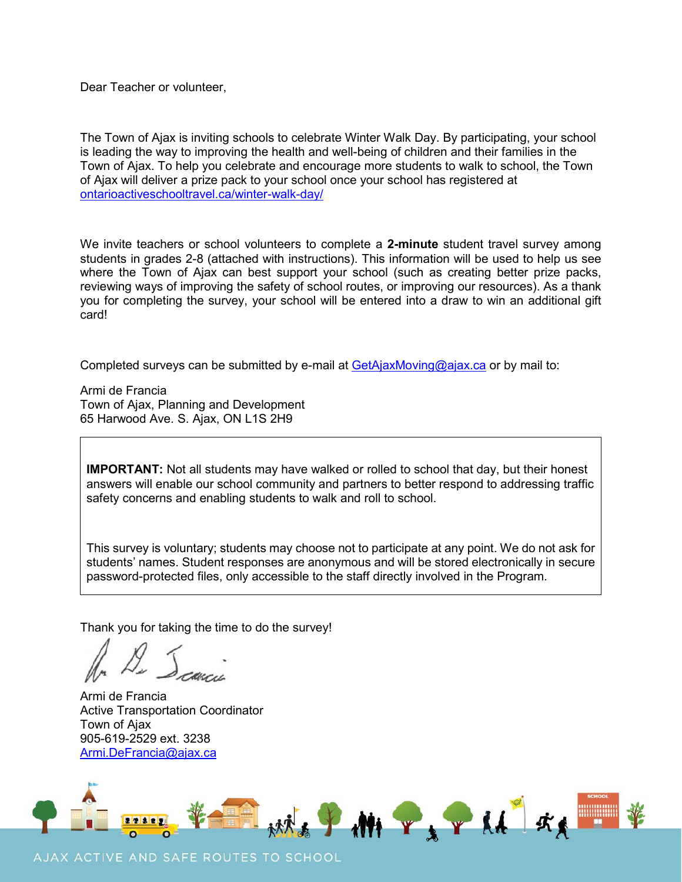Dear Teacher or volunteer,

The Town of Ajax is inviting schools to celebrate Winter Walk Day. By participating, your school is leading the way to improving the health and well-being of children and their families in the Town of Ajax. To help you celebrate and encourage more students to walk to school, the Town of Ajax will deliver a prize pack to your school once your school has registered at [ontarioactiveschooltravel.ca/winter-walk-day/](ontarioactiveschooltravel.ca/winter-walk-day/)

We invite teachers or school volunteers to complete a **2-minute** student travel survey among students in grades 2-8 (attached with instructions). This information will be used to help us see where the Town of Ajax can best support your school (such as creating better prize packs, reviewing ways of improving the safety of school routes, or improving our resources). As a thank you for completing the survey, your school will be entered into a draw to win an additional gift card!

Completed surveys can be submitted by e-mail at [GetAjaxMoving@ajax.ca](mailto:GetAjaxMoving@ajax.ca) or by mail to:

Armi de Francia  
Town of Ajax, Planning and Development  
65 Harwood Ave. S. Ajax, ON L1S 2H9

**IMPORTANT:** Not all students may have walked or rolled to school that day, but their honest answers will enable our school community and partners to better respond to addressing traffic safety concerns and enabling students to walk and roll to school.

This survey is voluntary; students may choose not to participate at any point. We do not ask for students' names. Student responses are anonymous and will be stored electronically in secure password-protected files, only accessible to the staff directly involved in the Program.

Thank you for taking the time to do the survey!

Armi de Francia  
Active Transportation Coordinator  
Town of Ajax  
905-619-2529 ext. 3238  
[Armi.DeFrancia@ajax.ca](mailto:Armi.DeFrancia@ajax.ca)

AJAX ACTIVE AND SAFE ROUTES TO SCHOOL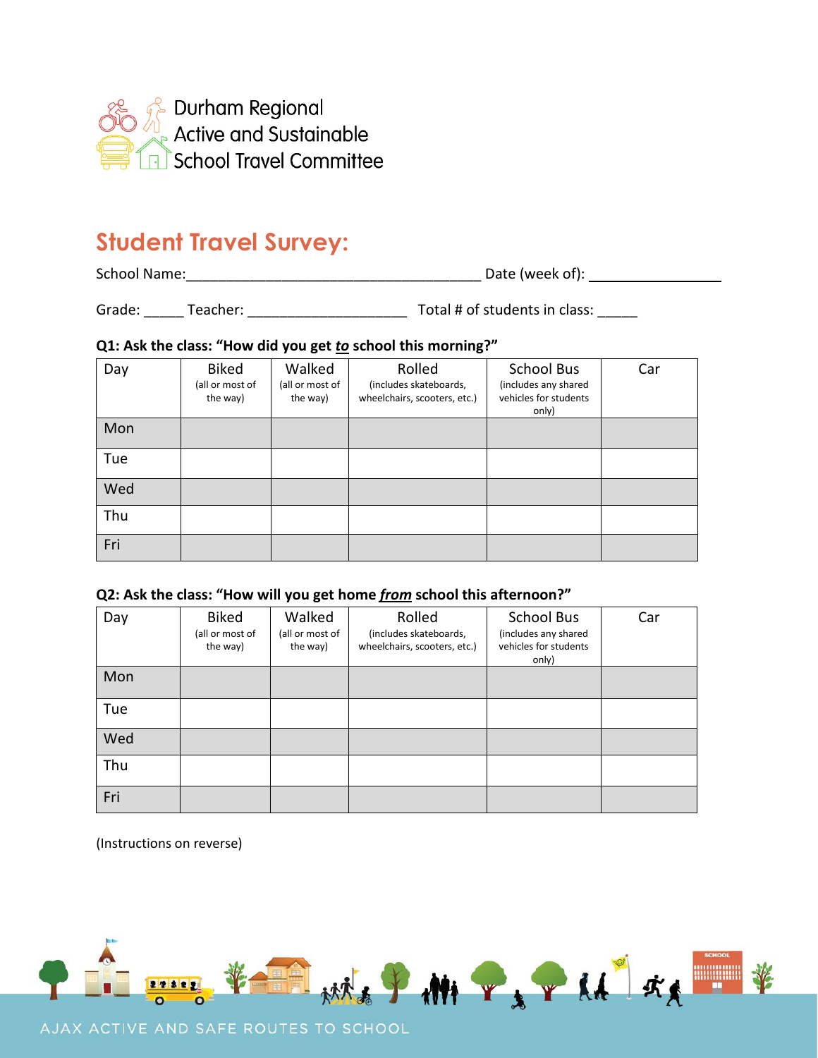Durham Regional
Active and Sustainable
School Travel Committee

# Student Travel Survey:

School Name:______________________________________ Date (week of): ________________

Grade: _____ Teacher: ____________________ Total # of students in class: _____

**Q1: Ask the class: "How did you get *to* school this morning?"**

| Day | Biked (all or most of the way) | Walked (all or most of the way) | Rolled (includes skateboards, wheelchairs, scooters, etc.) | School Bus (includes any shared vehicles for students only) | Car |
|---|---|---|---|---|---|
| Mon | | | | | |
| Tue | | | | | |
| Wed | | | | | |
| Thu | | | | | |
| Fri | | | | | |

**Q2: Ask the class: "How will you get home *from* school this afternoon?"**

| Day | Biked (all or most of the way) | Walked (all or most of the way) | Rolled (includes skateboards, wheelchairs, scooters, etc.) | School Bus (includes any shared vehicles for students only) | Car |
|---|---|---|---|---|---|
| Mon | | | | | |
| Tue | | | | | |
| Wed | | | | | |
| Thu | | | | | |
| Fri | | | | | |

(Instructions on reverse)

AJAX ACTIVE AND SAFE ROUTES TO SCHOOL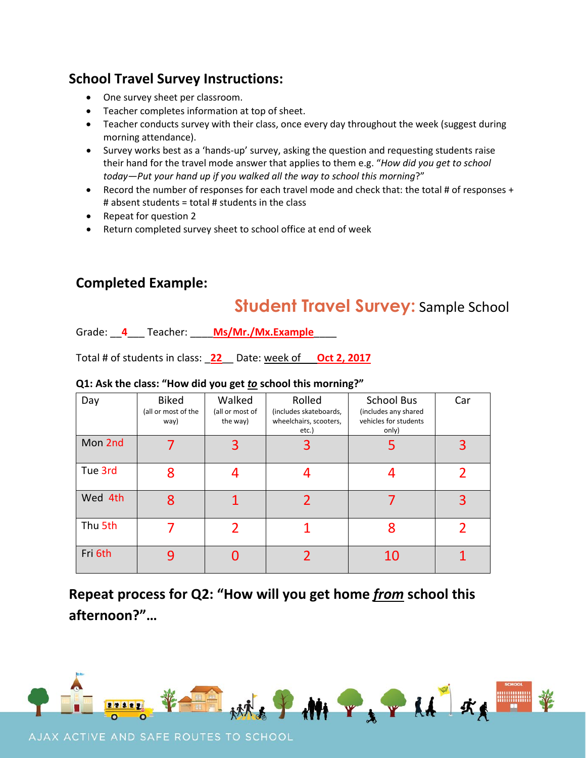## School Travel Survey Instructions:

- One survey sheet per classroom.
- Teacher completes information at top of sheet.
- Teacher conducts survey with their class, once every day throughout the week (suggest during morning attendance).
- Survey works best as a 'hands-up' survey, asking the question and requesting students raise their hand for the travel mode answer that applies to them e.g. "*How did you get to school today—Put your hand up if you walked all the way to school this morning*?"
- Record the number of responses for each travel mode and check that: the total # of responses + # absent students = total # students in the class
- Repeat for question 2
- Return completed survey sheet to school office at end of week

## Completed Example:

### Student Travel Survey: Sample School

Grade: __**4**___ Teacher: ____**Ms/Mr./Mx.Example**____

Total # of students in class: _**22**__ Date: week of ___**Oct 2, 2017**

**Q1: Ask the class: "How did you get *to* school this morning?"**

| Day | Biked (all or most of the way) | Walked (all or most of the way) | Rolled (includes skateboards, wheelchairs, scooters, etc.) | School Bus (includes any shared vehicles for students only) | Car |
|---|---|---|---|---|---|
| Mon 2nd | 7 | 3 | 3 | 5 | 3 |
| Tue 3rd | 8 | 4 | 4 | 4 | 2 |
| Wed 4th | 8 | 1 | 2 | 7 | 3 |
| Thu 5th | 7 | 2 | 1 | 8 | 2 |
| Fri 6th | 9 | 0 | 2 | 10 | 1 |

**Repeat process for Q2: "How will you get home *from* school this afternoon?"…**

AJAX ACTIVE AND SAFE ROUTES TO SCHOOL